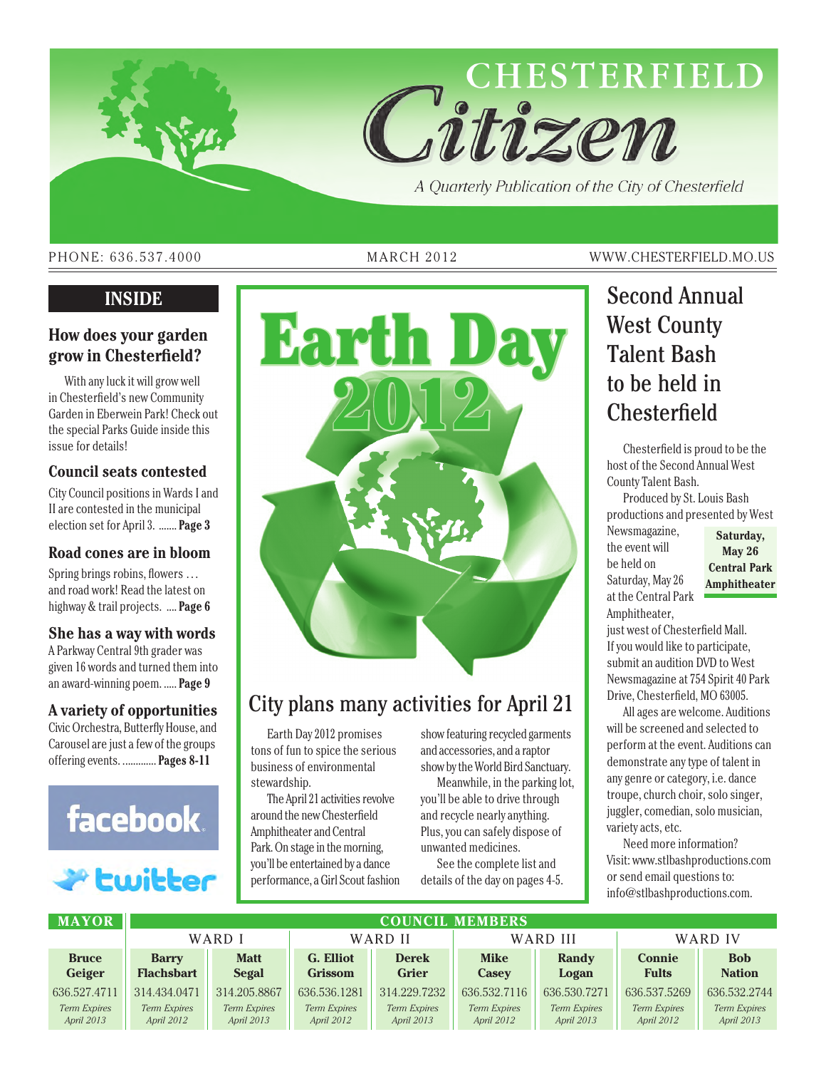# CHESTERFIELD *Citizen*

*A Quarterly Publication of the City of Chesterfield*

PHONE: 636.537.4000 | MARCH 2012 | WWW.CHESTERFIELD.MO.US

## INSIDE

### How does your garden grow in Chesterfield?

With any luck it will grow well in Chesterfield's new Community Garden in Eberwein Park! Check out the special Parks Guide inside this issue for details!

### Council seats contested

City Council positions in Wards I and II are contested in the municipal election set for April 3. ....... **Page 3**

### Road cones are in bloom

Spring brings robins, flowers … and road work! Read the latest on highway & trail projects. .... **Page 6**

### She has a way with words

A Parkway Central 9th grader was given 16 words and turned them into an award-winning poem. ..... **Page 9**

### A variety of opportunities

Civic Orchestra, Butterfly House, and Carousel are just a few of the groups offering events. ............ **Pages 8-11**

facebook

twitter

# Earth Day 2012

## City plans many activities for April 21

Earth Day 2012 promises tons of fun to spice the serious business of environmental stewardship.

The April 21 activities revolve around the new Chesterfield Amphitheater and Central Park. On stage in the morning, you'll be entertained by a dance performance, a Girl Scout fashion show featuring recycled garments and accessories, and a raptor show by the World Bird Sanctuary.

Meanwhile, in the parking lot, you'll be able to drive through and recycle nearly anything. Plus, you can safely dispose of unwanted medicines.

See the complete list and details of the day on pages 4-5.

## Second Annual West County Talent Bash to be held in Chesterfield

Chesterfield is proud to be the host of the Second Annual West County Talent Bash.

Produced by St. Louis Bash productions and presented by West Newsmagazine, the event will be held on Saturday, May 26 at the Central Park Amphitheater, just west of Chesterfield Mall. If you would like to participate, submit an audition DVD to West Newsmagazine at 754 Spirit 40 Park Drive, Chesterfield, MO 63005.

**Saturday, May 26**
**Central Park Amphitheater**

All ages are welcome. Auditions will be screened and selected to perform at the event. Auditions can demonstrate any type of talent in any genre or category, i.e. dance troupe, church choir, solo singer, juggler, comedian, solo musician, variety acts, etc.

Need more information? Visit: www.stlbashproductions.com or send email questions to: info@stlbashproductions.com.

| MAYOR | COUNCIL MEMBERS | | | | | | | |
|---|---|---|---|---|---|---|---|---|
| | WARD I | | WARD II | | WARD III | | WARD IV | |
| **Bruce Geiger** | **Barry Flachsbart** | **Matt Segal** | **G. Elliot Grissom** | **Derek Grier** | **Mike Casey** | **Randy Logan** | **Connie Fults** | **Bob Nation** |
| 636.527.4711 | 314.434.0471 | 314.205.8867 | 636.536.1281 | 314.229.7232 | 636.532.7116 | 636.530.7271 | 636.537.5269 | 636.532.2744 |
| *Term Expires April 2013* | *Term Expires April 2012* | *Term Expires April 2013* | *Term Expires April 2012* | *Term Expires April 2013* | *Term Expires April 2012* | *Term Expires April 2013* | *Term Expires April 2012* | *Term Expires April 2013* |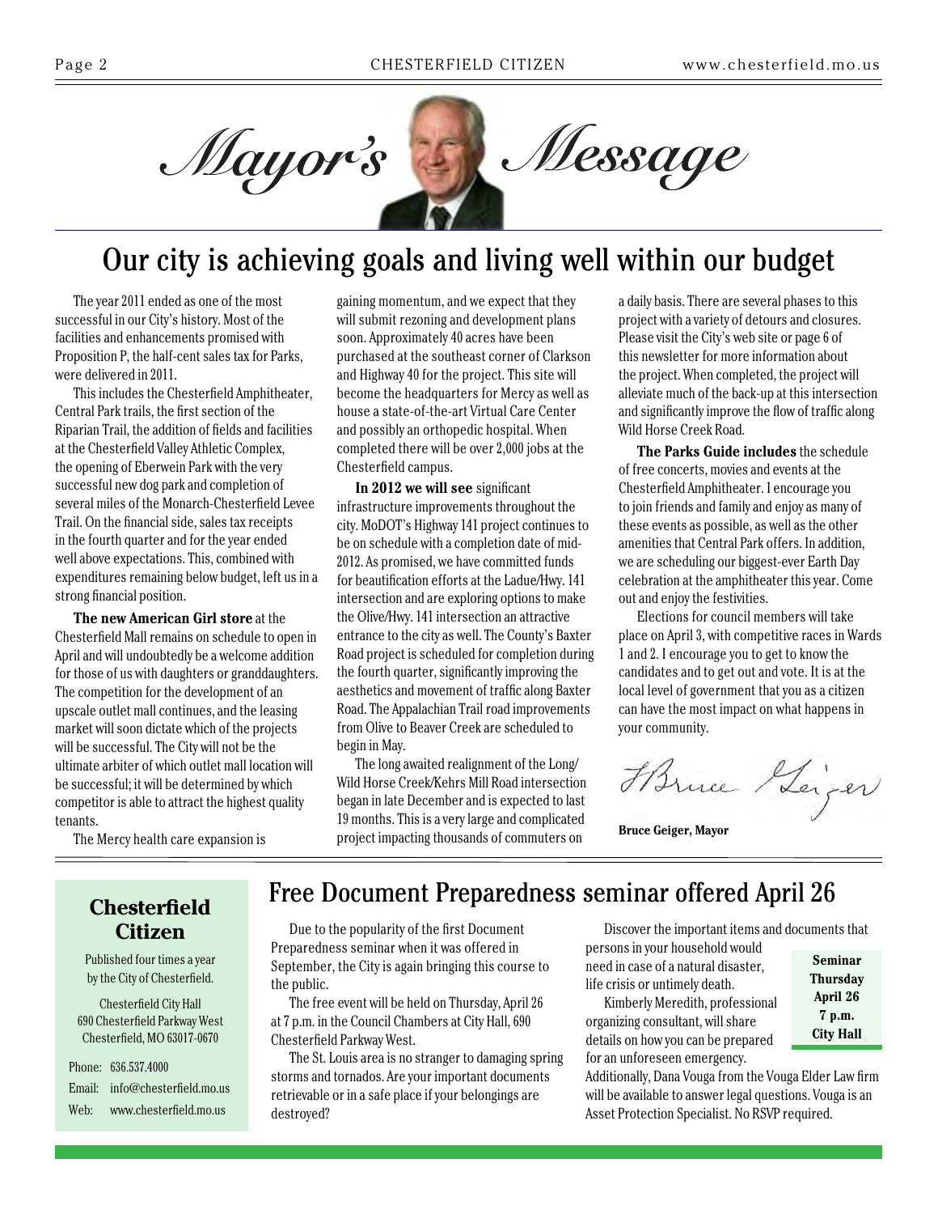# Mayor's Message

## Our city is achieving goals and living well within our budget

The year 2011 ended as one of the most successful in our City's history. Most of the facilities and enhancements promised with Proposition P, the half-cent sales tax for Parks, were delivered in 2011.

This includes the Chesterfield Amphitheater, Central Park trails, the first section of the Riparian Trail, the addition of fields and facilities at the Chesterfield Valley Athletic Complex, the opening of Eberwein Park with the very successful new dog park and completion of several miles of the Monarch-Chesterfield Levee Trail. On the financial side, sales tax receipts in the fourth quarter and for the year ended well above expectations. This, combined with expenditures remaining below budget, left us in a strong financial position.

**The new American Girl store** at the Chesterfield Mall remains on schedule to open in April and will undoubtedly be a welcome addition for those of us with daughters or granddaughters. The competition for the development of an upscale outlet mall continues, and the leasing market will soon dictate which of the projects will be successful. The City will not be the ultimate arbiter of which outlet mall location will be successful; it will be determined by which competitor is able to attract the highest quality tenants.

The Mercy health care expansion is gaining momentum, and we expect that they will submit rezoning and development plans soon. Approximately 40 acres have been purchased at the southeast corner of Clarkson and Highway 40 for the project. This site will become the headquarters for Mercy as well as house a state-of-the-art Virtual Care Center and possibly an orthopedic hospital. When completed there will be over 2,000 jobs at the Chesterfield campus.

**In 2012 we will see** significant infrastructure improvements throughout the city. MoDOT's Highway 141 project continues to be on schedule with a completion date of mid-2012. As promised, we have committed funds for beautification efforts at the Ladue/Hwy. 141 intersection and are exploring options to make the Olive/Hwy. 141 intersection an attractive entrance to the city as well. The County's Baxter Road project is scheduled for completion during the fourth quarter, significantly improving the aesthetics and movement of traffic along Baxter Road. The Appalachian Trail road improvements from Olive to Beaver Creek are scheduled to begin in May.

The long awaited realignment of the Long/Wild Horse Creek/Kehrs Mill Road intersection began in late December and is expected to last 19 months. This is a very large and complicated project impacting thousands of commuters on a daily basis. There are several phases to this project with a variety of detours and closures. Please visit the City's web site or page 6 of this newsletter for more information about the project. When completed, the project will alleviate much of the back-up at this intersection and significantly improve the flow of traffic along Wild Horse Creek Road.

**The Parks Guide includes** the schedule of free concerts, movies and events at the Chesterfield Amphitheater. I encourage you to join friends and family and enjoy as many of these events as possible, as well as the other amenities that Central Park offers. In addition, we are scheduling our biggest-ever Earth Day celebration at the amphitheater this year. Come out and enjoy the festivities.

Elections for council members will take place on April 3, with competitive races in Wards 1 and 2. I encourage you to get to know the candidates and to get out and vote. It is at the local level of government that you as a citizen can have the most impact on what happens in your community.

*Bruce Geiger*

**Bruce Geiger, Mayor**

---

**Chesterfield Citizen**

Published four times a year by the City of Chesterfield.

Chesterfield City Hall
690 Chesterfield Parkway West
Chesterfield, MO 63017-0670

Phone: 636.537.4000
Email: info@chesterfield.mo.us
Web: www.chesterfield.mo.us

## Free Document Preparedness seminar offered April 26

Due to the popularity of the first Document Preparedness seminar when it was offered in September, the City is again bringing this course to the public.

The free event will be held on Thursday, April 26 at 7 p.m. in the Council Chambers at City Hall, 690 Chesterfield Parkway West.

The St. Louis area is no stranger to damaging spring storms and tornados. Are your important documents retrievable or in a safe place if your belongings are destroyed?

Discover the important items and documents that persons in your household would need in case of a natural disaster, life crisis or untimely death.

Kimberly Meredith, professional organizing consultant, will share details on how you can be prepared for an unforeseen emergency. Additionally, Dana Vouga from the Vouga Elder Law firm will be available to answer legal questions. Vouga is an Asset Protection Specialist. No RSVP required.

**Seminar**
**Thursday**
**April 26**
**7 p.m.**
**City Hall**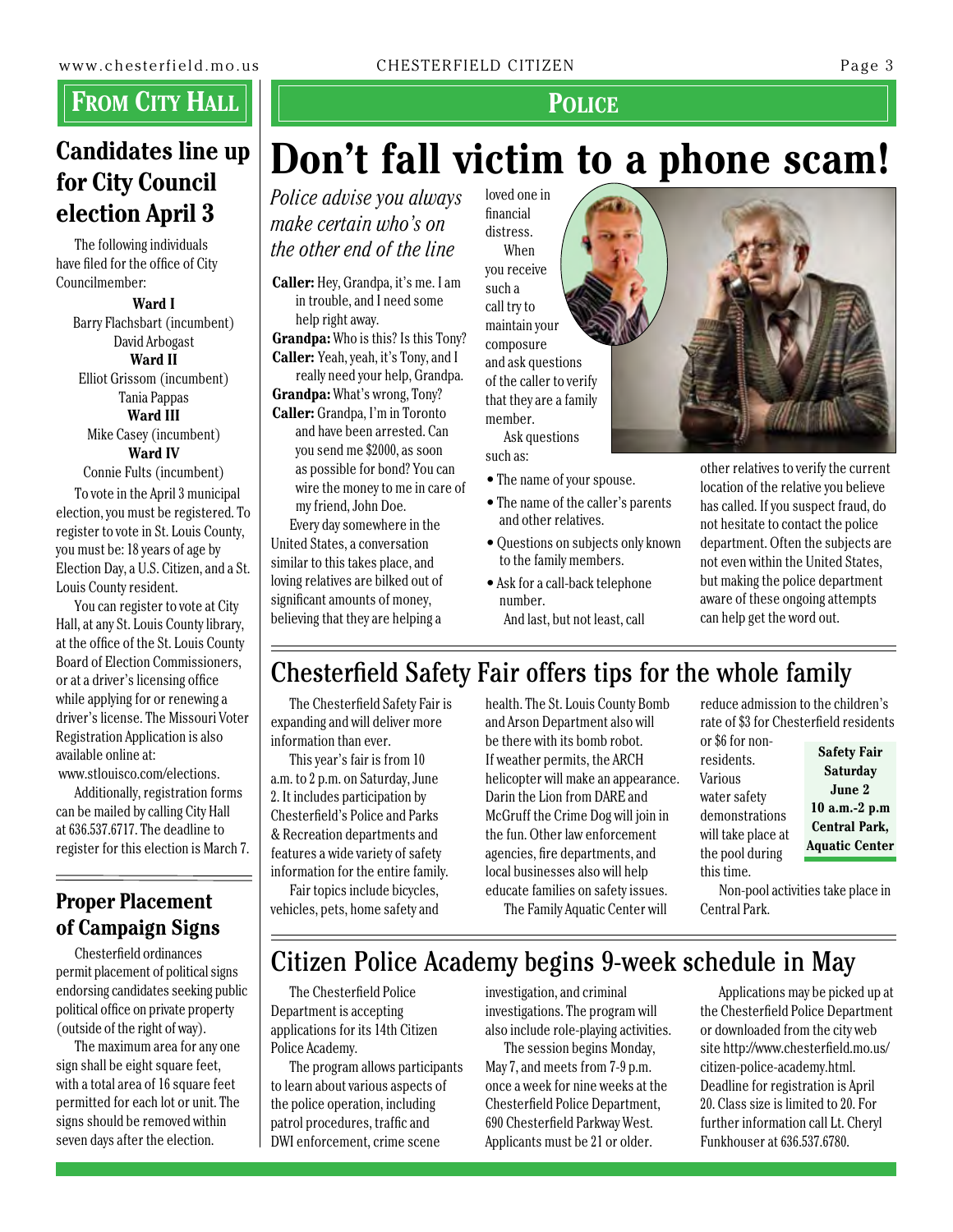## From City Hall

### Candidates line up for City Council election April 3

The following individuals have filed for the office of City Councilmember:

**Ward I**
Barry Flachsbart (incumbent)
David Arbogast

**Ward II**
Elliot Grissom (incumbent)
Tania Pappas

**Ward III**
Mike Casey (incumbent)

**Ward IV**
Connie Fults (incumbent)

To vote in the April 3 municipal election, you must be registered. To register to vote in St. Louis County, you must be: 18 years of age by Election Day, a U.S. Citizen, and a St. Louis County resident.

You can register to vote at City Hall, at any St. Louis County library, at the office of the St. Louis County Board of Election Commissioners, or at a driver's licensing office while applying for or renewing a driver's license. The Missouri Voter Registration Application is also available online at: www.stlouisco.com/elections.

Additionally, registration forms can be mailed by calling City Hall at 636.537.6717. The deadline to register for this election is March 7.

### Proper Placement of Campaign Signs

Chesterfield ordinances permit placement of political signs endorsing candidates seeking public political office on private property (outside of the right of way).

The maximum area for any one sign shall be eight square feet, with a total area of 16 square feet permitted for each lot or unit. The signs should be removed within seven days after the election.

## Police

# Don't fall victim to a phone scam!

*Police advise you always make certain who's on the other end of the line*

**Caller:** Hey, Grandpa, it's me. I am in trouble, and I need some help right away.
**Grandpa:** Who is this? Is this Tony?
**Caller:** Yeah, yeah, it's Tony, and I really need your help, Grandpa.
**Grandpa:** What's wrong, Tony?
**Caller:** Grandpa, I'm in Toronto and have been arrested. Can you send me $2000, as soon as possible for bond? You can wire the money to me in care of my friend, John Doe.

Every day somewhere in the United States, a conversation similar to this takes place, and loving relatives are bilked out of significant amounts of money, believing that they are helping a loved one in financial distress.

When you receive such a call try to maintain your composure and ask questions of the caller to verify that they are a family member.

Ask questions such as:

- The name of your spouse.
- The name of the caller's parents and other relatives.
- Questions on subjects only known to the family members.
- Ask for a call-back telephone number.

And last, but not least, call other relatives to verify the current location of the relative you believe has called. If you suspect fraud, do not hesitate to contact the police department. Often the subjects are not even within the United States, but making the police department aware of these ongoing attempts can help get the word out.

## Chesterfield Safety Fair offers tips for the whole family

The Chesterfield Safety Fair is expanding and will deliver more information than ever.

This year's fair is from 10 a.m. to 2 p.m. on Saturday, June 2. It includes participation by Chesterfield's Police and Parks & Recreation departments and features a wide variety of safety information for the entire family.

Fair topics include bicycles, vehicles, pets, home safety and health. The St. Louis County Bomb and Arson Department also will be there with its bomb robot. If weather permits, the ARCH helicopter will make an appearance. Darin the Lion from DARE and McGruff the Crime Dog will join in the fun. Other law enforcement agencies, fire departments, and local businesses also will help educate families on safety issues.

The Family Aquatic Center will reduce admission to the children's rate of $3 for Chesterfield residents or $6 for non-residents. Various water safety demonstrations will take place at the pool during this time.

Non-pool activities take place in Central Park.

**Safety Fair**
**Saturday**
**June 2**
**10 a.m.-2 p.m**
**Central Park, Aquatic Center**

## Citizen Police Academy begins 9-week schedule in May

The Chesterfield Police Department is accepting applications for its 14th Citizen Police Academy.

The program allows participants to learn about various aspects of the police operation, including patrol procedures, traffic and DWI enforcement, crime scene investigation, and criminal investigations. The program will also include role-playing activities.

The session begins Monday, May 7, and meets from 7-9 p.m. once a week for nine weeks at the Chesterfield Police Department, 690 Chesterfield Parkway West. Applicants must be 21 or older.

Applications may be picked up at the Chesterfield Police Department or downloaded from the city web site http://www.chesterfield.mo.us/citizen-police-academy.html. Deadline for registration is April 20. Class size is limited to 20. For further information call Lt. Cheryl Funkhouser at 636.537.6780.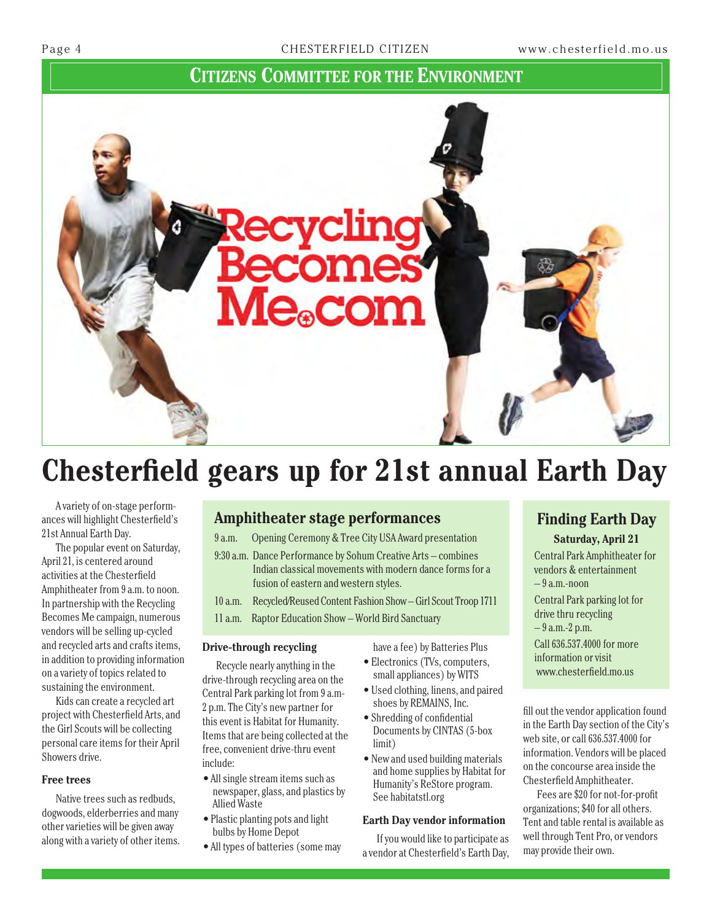## Citizens Committee for the Environment

Recycling Becomes Me.com

# Chesterfield gears up for 21st annual Earth Day

A variety of on-stage performances will highlight Chesterfield's 21st Annual Earth Day.

The popular event on Saturday, April 21, is centered around activities at the Chesterfield Amphitheater from 9 a.m. to noon. In partnership with the Recycling Becomes Me campaign, numerous vendors will be selling up-cycled and recycled arts and crafts items, in addition to providing information on a variety of topics related to sustaining the environment.

Kids can create a recycled art project with Chesterfield Arts, and the Girl Scouts will be collecting personal care items for their April Showers drive.

### Free trees

Native trees such as redbuds, dogwoods, elderberries and many other varieties will be given away along with a variety of other items.

### Amphitheater stage performances

- 9 a.m. Opening Ceremony & Tree City USA Award presentation
- 9:30 a.m. Dance Performance by Sohum Creative Arts – combines Indian classical movements with modern dance forms for a fusion of eastern and western styles.
- 10 a.m. Recycled/Reused Content Fashion Show – Girl Scout Troop 1711
- 11 a.m. Raptor Education Show – World Bird Sanctuary

### Drive-through recycling

Recycle nearly anything in the drive-through recycling area on the Central Park parking lot from 9 a.m-2 p.m. The City's new partner for this event is Habitat for Humanity. Items that are being collected at the free, convenient drive-thru event include:

- All single stream items such as newspaper, glass, and plastics by Allied Waste
- Plastic planting pots and light bulbs by Home Depot
- All types of batteries (some may have a fee) by Batteries Plus
- Electronics (TVs, computers, small appliances) by WITS
- Used clothing, linens, and paired shoes by REMAINS, Inc.
- Shredding of confidential Documents by CINTAS (5-box limit)
- New and used building materials and home supplies by Habitat for Humanity's ReStore program. See habitatstl.org

### Earth Day vendor information

If you would like to participate as a vendor at Chesterfield's Earth Day, fill out the vendor application found in the Earth Day section of the City's web site, or call 636.537.4000 for information. Vendors will be placed on the concourse area inside the Chesterfield Amphitheater.

Fees are $20 for not-for-profit organizations; $40 for all others. Tent and table rental is available as well through Tent Pro, or vendors may provide their own.

### Finding Earth Day

**Saturday, April 21**

Central Park Amphitheater for vendors & entertainment – 9 a.m.-noon

Central Park parking lot for drive thru recycling – 9 a.m.-2 p.m.

Call 636.537.4000 for more information or visit www.chesterfield.mo.us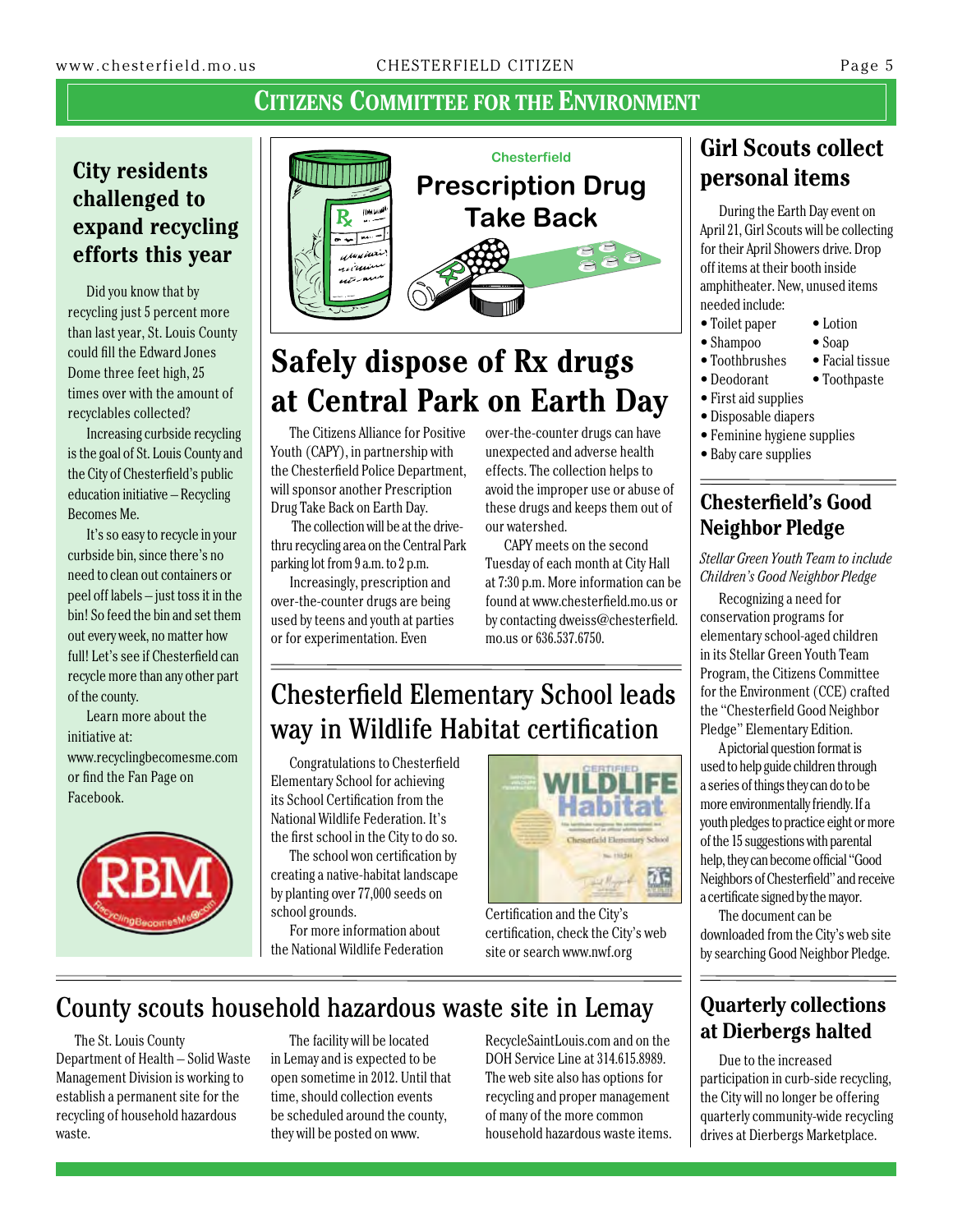# Citizens Committee for the Environment

## City residents challenged to expand recycling efforts this year

Did you know that by recycling just 5 percent more than last year, St. Louis County could fill the Edward Jones Dome three feet high, 25 times over with the amount of recyclables collected?

Increasing curbside recycling is the goal of St. Louis County and the City of Chesterfield's public education initiative – Recycling Becomes Me.

It's so easy to recycle in your curbside bin, since there's no need to clean out containers or peel off labels – just toss it in the bin! So feed the bin and set them out every week, no matter how full! Let's see if Chesterfield can recycle more than any other part of the county.

Learn more about the initiative at: www.recyclingbecomesme.com or find the Fan Page on Facebook.

Chesterfield

**Prescription Drug Take Back**

## Safely dispose of Rx drugs at Central Park on Earth Day

The Citizens Alliance for Positive Youth (CAPY), in partnership with the Chesterfield Police Department, will sponsor another Prescription Drug Take Back on Earth Day.

The collection will be at the drive-thru recycling area on the Central Park parking lot from 9 a.m. to 2 p.m.

Increasingly, prescription and over-the-counter drugs are being used by teens and youth at parties or for experimentation. Even over-the-counter drugs can have unexpected and adverse health effects. The collection helps to avoid the improper use or abuse of these drugs and keeps them out of our watershed.

CAPY meets on the second Tuesday of each month at City Hall at 7:30 p.m. More information can be found at www.chesterfield.mo.us or by contacting dweiss@chesterfield.mo.us or 636.537.6750.

## Chesterfield Elementary School leads way in Wildlife Habitat certification

Congratulations to Chesterfield Elementary School for achieving its School Certification from the National Wildlife Federation. It's the first school in the City to do so.

The school won certification by creating a native-habitat landscape by planting over 77,000 seeds on school grounds.

For more information about the National Wildlife Federation Certification and the City's certification, check the City's web site or search www.nwf.org

## Girl Scouts collect personal items

During the Earth Day event on April 21, Girl Scouts will be collecting for their April Showers drive. Drop off items at their booth inside amphitheater. New, unused items needed include:

- Toilet paper
- Lotion
- Shampoo
- Soap
- Toothbrushes
- Facial tissue
- Deodorant
- Toothpaste
- First aid supplies
- Disposable diapers
- Feminine hygiene supplies
- Baby care supplies

## Chesterfield's Good Neighbor Pledge

*Stellar Green Youth Team to include Children's Good Neighbor Pledge*

Recognizing a need for conservation programs for elementary school-aged children in its Stellar Green Youth Team Program, the Citizens Committee for the Environment (CCE) crafted the "Chesterfield Good Neighbor Pledge" Elementary Edition.

A pictorial question format is used to help guide children through a series of things they can do to be more environmentally friendly. If a youth pledges to practice eight or more of the 15 suggestions with parental help, they can become official "Good Neighbors of Chesterfield" and receive a certificate signed by the mayor.

The document can be downloaded from the City's web site by searching Good Neighbor Pledge.

## County scouts household hazardous waste site in Lemay

The St. Louis County Department of Health – Solid Waste Management Division is working to establish a permanent site for the recycling of household hazardous waste.

The facility will be located in Lemay and is expected to be open sometime in 2012. Until that time, should collection events be scheduled around the county, they will be posted on www.RecycleSaintLouis.com and on the DOH Service Line at 314.615.8989. The web site also has options for recycling and proper management of many of the more common household hazardous waste items.

## Quarterly collections at Dierbergs halted

Due to the increased participation in curb-side recycling, the City will no longer be offering quarterly community-wide recycling drives at Dierbergs Marketplace.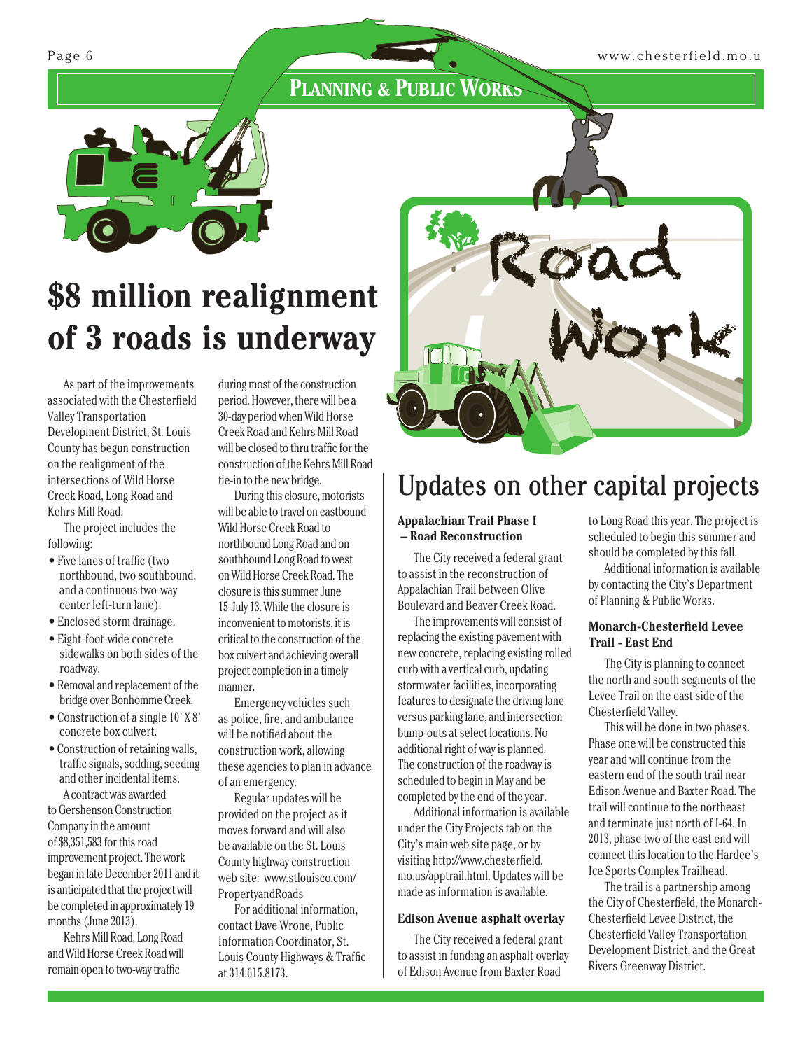## Planning & Public Works

# $8 million realignment of 3 roads is underway

As part of the improvements associated with the Chesterfield Valley Transportation Development District, St. Louis County has begun construction on the realignment of the intersections of Wild Horse Creek Road, Long Road and Kehrs Mill Road.

The project includes the following:

- Five lanes of traffic (two northbound, two southbound, and a continuous two-way center left-turn lane).
- Enclosed storm drainage.
- Eight-foot-wide concrete sidewalks on both sides of the roadway.
- Removal and replacement of the bridge over Bonhomme Creek.
- Construction of a single 10' X 8' concrete box culvert.
- Construction of retaining walls, traffic signals, sodding, seeding and other incidental items.

A contract was awarded to Gershenson Construction Company in the amount of $8,351,583 for this road improvement project. The work began in late December 2011 and it is anticipated that the project will be completed in approximately 19 months (June 2013).

Kehrs Mill Road, Long Road and Wild Horse Creek Road will remain open to two-way traffic during most of the construction period. However, there will be a 30-day period when Wild Horse Creek Road and Kehrs Mill Road will be closed to thru traffic for the construction of the Kehrs Mill Road tie-in to the new bridge.

During this closure, motorists will be able to travel on eastbound Wild Horse Creek Road to northbound Long Road and on southbound Long Road to west on Wild Horse Creek Road. The closure is this summer June 15-July 13. While the closure is inconvenient to motorists, it is critical to the construction of the box culvert and achieving overall project completion in a timely manner.

Emergency vehicles such as police, fire, and ambulance will be notified about the construction work, allowing these agencies to plan in advance of an emergency.

Regular updates will be provided on the project as it moves forward and will also be available on the St. Louis County highway construction web site: www.stlouisco.com/PropertyandRoads

For additional information, contact Dave Wrone, Public Information Coordinator, St. Louis County Highways & Traffic at 314.615.8173.

# Updates on other capital projects

### Appalachian Trail Phase I – Road Reconstruction

The City received a federal grant to assist in the reconstruction of Appalachian Trail between Olive Boulevard and Beaver Creek Road.

The improvements will consist of replacing the existing pavement with new concrete, replacing existing rolled curb with a vertical curb, updating stormwater facilities, incorporating features to designate the driving lane versus parking lane, and intersection bump-outs at select locations. No additional right of way is planned. The construction of the roadway is scheduled to begin in May and be completed by the end of the year.

Additional information is available under the City Projects tab on the City's main web site page, or by visiting http://www.chesterfield.mo.us/apptrail.html. Updates will be made as information is available.

### Edison Avenue asphalt overlay

The City received a federal grant to assist in funding an asphalt overlay of Edison Avenue from Baxter Road to Long Road this year. The project is scheduled to begin this summer and should be completed by this fall.

Additional information is available by contacting the City's Department of Planning & Public Works.

### Monarch-Chesterfield Levee Trail - East End

The City is planning to connect the north and south segments of the Levee Trail on the east side of the Chesterfield Valley.

This will be done in two phases. Phase one will be constructed this year and will continue from the eastern end of the south trail near Edison Avenue and Baxter Road. The trail will continue to the northeast and terminate just north of I-64. In 2013, phase two of the east end will connect this location to the Hardee's Ice Sports Complex Trailhead.

The trail is a partnership among the City of Chesterfield, the Monarch-Chesterfield Levee District, the Chesterfield Valley Transportation Development District, and the Great Rivers Greenway District.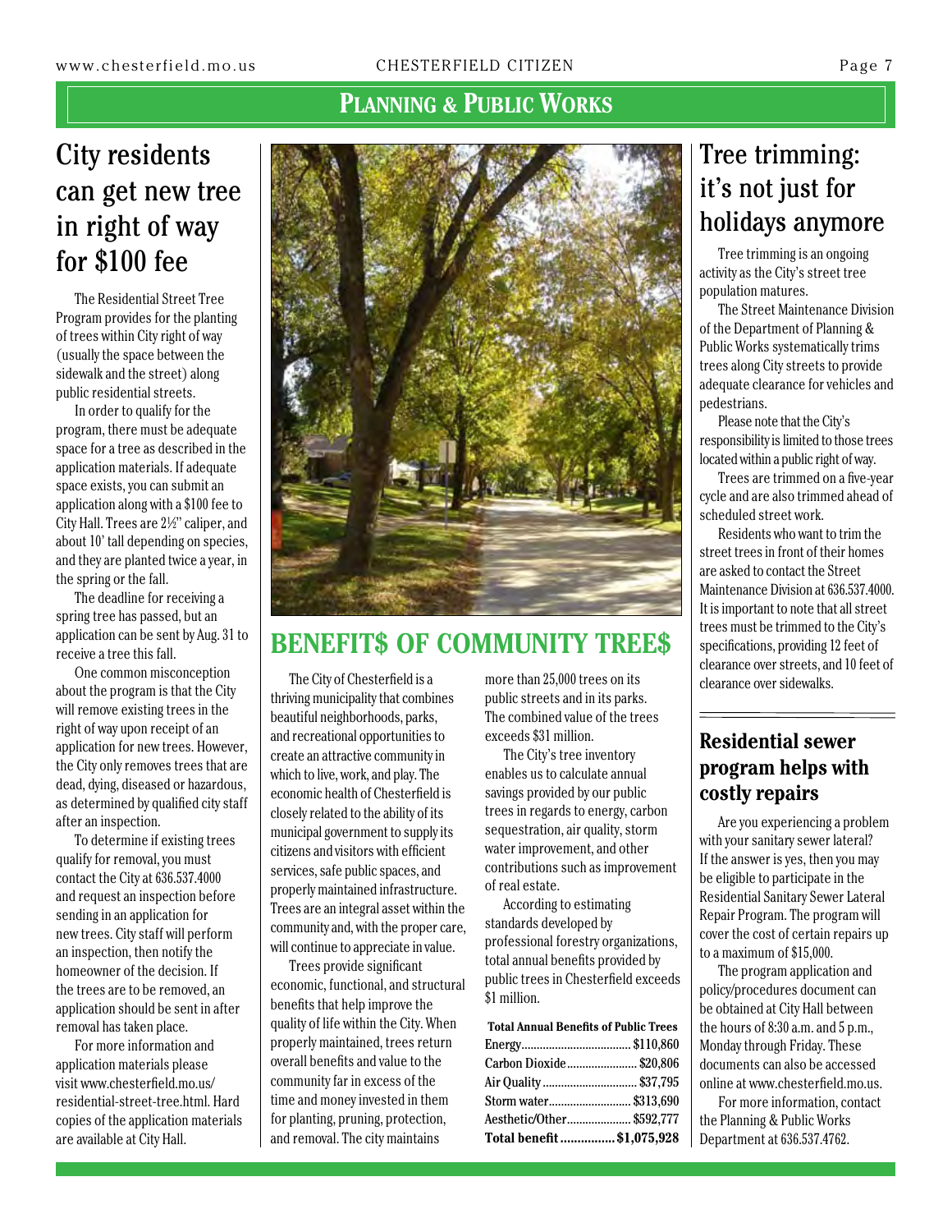## Planning & Public Works

# City residents can get new tree in right of way for $100 fee

The Residential Street Tree Program provides for the planting of trees within City right of way (usually the space between the sidewalk and the street) along public residential streets.

In order to qualify for the program, there must be adequate space for a tree as described in the application materials. If adequate space exists, you can submit an application along with a $100 fee to City Hall. Trees are 2½" caliper, and about 10' tall depending on species, and they are planted twice a year, in the spring or the fall.

The deadline for receiving a spring tree has passed, but an application can be sent by Aug. 31 to receive a tree this fall.

One common misconception about the program is that the City will remove existing trees in the right of way upon receipt of an application for new trees. However, the City only removes trees that are dead, dying, diseased or hazardous, as determined by qualified city staff after an inspection.

To determine if existing trees qualify for removal, you must contact the City at 636.537.4000 and request an inspection before sending in an application for new trees. City staff will perform an inspection, then notify the homeowner of the decision. If the trees are to be removed, an application should be sent in after removal has taken place.

For more information and application materials please visit www.chesterfield.mo.us/residential-street-tree.html. Hard copies of the application materials are available at City Hall.

# BENEFIT$ OF COMMUNITY TREE$

The City of Chesterfield is a thriving municipality that combines beautiful neighborhoods, parks, and recreational opportunities to create an attractive community in which to live, work, and play. The economic health of Chesterfield is closely related to the ability of its municipal government to supply its citizens and visitors with efficient services, safe public spaces, and properly maintained infrastructure. Trees are an integral asset within the community and, with the proper care, will continue to appreciate in value.

Trees provide significant economic, functional, and structural benefits that help improve the quality of life within the City. When properly maintained, trees return overall benefits and value to the community far in excess of the time and money invested in them for planting, pruning, protection, and removal. The city maintains more than 25,000 trees on its public streets and in its parks. The combined value of the trees exceeds $31 million.

The City's tree inventory enables us to calculate annual savings provided by our public trees in regards to energy, carbon sequestration, air quality, storm water improvement, and other contributions such as improvement of real estate.

According to estimating standards developed by professional forestry organizations, total annual benefits provided by public trees in Chesterfield exceeds $1 million.

| Total Annual Benefits of Public Trees | |
|---|---|
| Energy | $110,860 |
| Carbon Dioxide | $20,806 |
| Air Quality | $37,795 |
| Storm water | $313,690 |
| Aesthetic/Other | $592,777 |
| **Total benefit** | **$1,075,928** |

# Tree trimming: it's not just for holidays anymore

Tree trimming is an ongoing activity as the City's street tree population matures.

The Street Maintenance Division of the Department of Planning & Public Works systematically trims trees along City streets to provide adequate clearance for vehicles and pedestrians.

Please note that the City's responsibility is limited to those trees located within a public right of way.

Trees are trimmed on a five-year cycle and are also trimmed ahead of scheduled street work.

Residents who want to trim the street trees in front of their homes are asked to contact the Street Maintenance Division at 636.537.4000. It is important to note that all street trees must be trimmed to the City's specifications, providing 12 feet of clearance over streets, and 10 feet of clearance over sidewalks.

## Residential sewer program helps with costly repairs

Are you experiencing a problem with your sanitary sewer lateral? If the answer is yes, then you may be eligible to participate in the Residential Sanitary Sewer Lateral Repair Program. The program will cover the cost of certain repairs up to a maximum of $15,000.

The program application and policy/procedures document can be obtained at City Hall between the hours of 8:30 a.m. and 5 p.m., Monday through Friday. These documents can also be accessed online at www.chesterfield.mo.us.

For more information, contact the Planning & Public Works Department at 636.537.4762.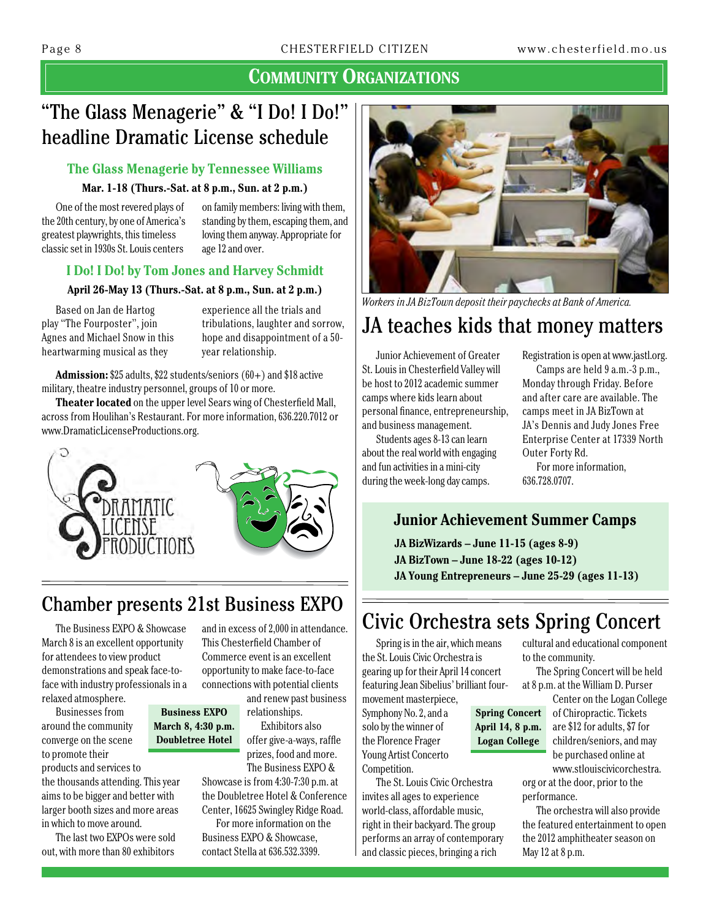## COMMUNITY ORGANIZATIONS

# "The Glass Menagerie" & "I Do! I Do!" headline Dramatic License schedule

### The Glass Menagerie by Tennessee Williams

**Mar. 1-18 (Thurs.-Sat. at 8 p.m., Sun. at 2 p.m.)**

One of the most revered plays of the 20th century, by one of America's greatest playwrights, this timeless classic set in 1930s St. Louis centers on family members: living with them, standing by them, escaping them, and loving them anyway. Appropriate for age 12 and over.

### I Do! I Do! by Tom Jones and Harvey Schmidt

**April 26-May 13 (Thurs.-Sat. at 8 p.m., Sun. at 2 p.m.)**

Based on Jan de Hartog play "The Fourposter", join Agnes and Michael Snow in this heartwarming musical as they experience all the trials and tribulations, laughter and sorrow, hope and disappointment of a 50-year relationship.

**Admission:** $25 adults, $22 students/seniors (60+) and $18 active military, theatre industry personnel, groups of 10 or more.

**Theater located** on the upper level Sears wing of Chesterfield Mall, across from Houlihan's Restaurant. For more information, 636.220.7012 or www.DramaticLicenseProductions.org.

DRAMATIC LICENSE PRODUCTIONS

# Chamber presents 21st Business EXPO

The Business EXPO & Showcase March 8 is an excellent opportunity for attendees to view product demonstrations and speak face-to-face with industry professionals in a relaxed atmosphere.

Businesses from around the community converge on the scene to promote their products and services to the thousands attending. This year aims to be bigger and better with larger booth sizes and more areas in which to move around.

The last two EXPOs were sold out, with more than 80 exhibitors and in excess of 2,000 in attendance. This Chesterfield Chamber of Commerce event is an excellent opportunity to make face-to-face connections with potential clients and renew past business relationships.

**Business EXPO**
**March 8, 4:30 p.m.**
**Doubletree Hotel**

Exhibitors also offer give-a-ways, raffle prizes, food and more. The Business EXPO & Showcase is from 4:30-7:30 p.m. at the Doubletree Hotel & Conference Center, 16625 Swingley Ridge Road.

For more information on the Business EXPO & Showcase, contact Stella at 636.532.3399.

*Workers in JA BizTown deposit their paychecks at Bank of America.*

# JA teaches kids that money matters

Junior Achievement of Greater St. Louis in Chesterfield Valley will be host to 2012 academic summer camps where kids learn about personal finance, entrepreneurship, and business management.

Students ages 8-13 can learn about the real world with engaging and fun activities in a mini-city during the week-long day camps.

Registration is open at www.jastl.org.

Camps are held 9 a.m.-3 p.m., Monday through Friday. Before and after care are available. The camps meet in JA BizTown at JA's Dennis and Judy Jones Free Enterprise Center at 17339 North Outer Forty Rd.

For more information, 636.728.0707.

### Junior Achievement Summer Camps

**JA BizWizards – June 11-15 (ages 8-9)**
**JA BizTown – June 18-22 (ages 10-12)**
**JA Young Entrepreneurs – June 25-29 (ages 11-13)**

# Civic Orchestra sets Spring Concert

Spring is in the air, which means the St. Louis Civic Orchestra is gearing up for their April 14 concert featuring Jean Sibelius' brilliant four-movement masterpiece, Symphony No. 2, and a solo by the winner of the Florence Frager Young Artist Concerto Competition.

The St. Louis Civic Orchestra invites all ages to experience world-class, affordable music, right in their backyard. The group performs an array of contemporary and classic pieces, bringing a rich cultural and educational component to the community.

**Spring Concert**
**April 14, 8 p.m.**
**Logan College**

The Spring Concert will be held at 8 p.m. at the William D. Purser Center on the Logan College of Chiropractic. Tickets are $12 for adults, $7 for children/seniors, and may be purchased online at www.stlouiscivicorchestra.org or at the door, prior to the performance.

The orchestra will also provide the featured entertainment to open the 2012 amphitheater season on May 12 at 8 p.m.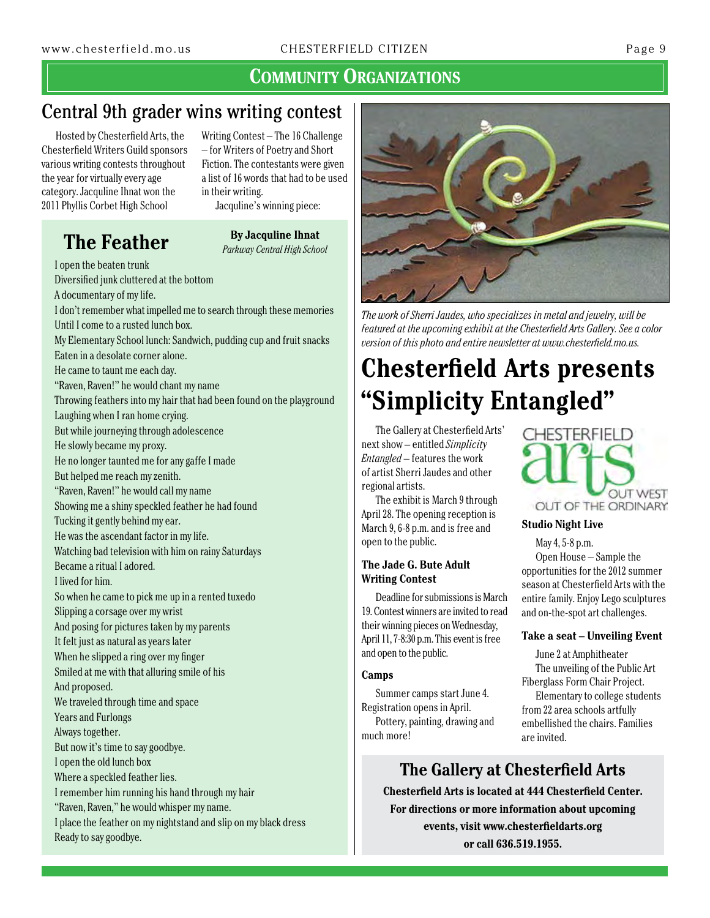## Community Organizations

# Central 9th grader wins writing contest

Hosted by Chesterfield Arts, the Chesterfield Writers Guild sponsors various writing contests throughout the year for virtually every age category. Jacquline Ihnat won the 2011 Phyllis Corbet High School Writing Contest – The 16 Challenge – for Writers of Poetry and Short Fiction. The contestants were given a list of 16 words that had to be used in their writing.

Jacquline's winning piece:

## The Feather

**By Jacquline Ihnat**
*Parkway Central High School*

I open the beaten trunk
Diversified junk cluttered at the bottom
A documentary of my life.
I don't remember what impelled me to search through these memories
Until I come to a rusted lunch box.
My Elementary School lunch: Sandwich, pudding cup and fruit snacks
Eaten in a desolate corner alone.
He came to taunt me each day.
"Raven, Raven!" he would chant my name
Throwing feathers into my hair that had been found on the playground
Laughing when I ran home crying.
But while journeying through adolescence
He slowly became my proxy.
He no longer taunted me for any gaffe I made
But helped me reach my zenith.
"Raven, Raven!" he would call my name
Showing me a shiny speckled feather he had found
Tucking it gently behind my ear.
He was the ascendant factor in my life.
Watching bad television with him on rainy Saturdays
Became a ritual I adored.
I lived for him.
So when he came to pick me up in a rented tuxedo
Slipping a corsage over my wrist
And posing for pictures taken by my parents
It felt just as natural as years later
When he slipped a ring over my finger
Smiled at me with that alluring smile of his
And proposed.
We traveled through time and space
Years and Furlongs
Always together.
But now it's time to say goodbye.
I open the old lunch box
Where a speckled feather lies.
I remember him running his hand through my hair
"Raven, Raven," he would whisper my name.
I place the feather on my nightstand and slip on my black dress
Ready to say goodbye.

*The work of Sherri Jaudes, who specializes in metal and jewelry, will be featured at the upcoming exhibit at the Chesterfield Arts Gallery. See a color version of this photo and entire newsletter at www.chesterfield.mo.us.*

# Chesterfield Arts presents "Simplicity Entangled"

The Gallery at Chesterfield Arts' next show – entitled *Simplicity Entangled* – features the work of artist Sherri Jaudes and other regional artists.

The exhibit is March 9 through April 28. The opening reception is March 9, 6-8 p.m. and is free and open to the public.

### The Jade G. Bute Adult Writing Contest

Deadline for submissions is March 19. Contest winners are invited to read their winning pieces on Wednesday, April 11, 7-8:30 p.m. This event is free and open to the public.

### Camps

Summer camps start June 4. Registration opens in April.

Pottery, painting, drawing and much more!

CHESTERFIELD arts OUT WEST OUT OF THE ORDINARY

### Studio Night Live

May 4, 5-8 p.m.

Open House – Sample the opportunities for the 2012 summer season at Chesterfield Arts with the entire family. Enjoy Lego sculptures and on-the-spot art challenges.

### Take a seat – Unveiling Event

June 2 at Amphitheater

The unveiling of the Public Art Fiberglass Form Chair Project.

Elementary to college students from 22 area schools artfully embellished the chairs. Families are invited.

## The Gallery at Chesterfield Arts

**Chesterfield Arts is located at 444 Chesterfield Center. For directions or more information about upcoming events, visit www.chesterfieldarts.org or call 636.519.1955.**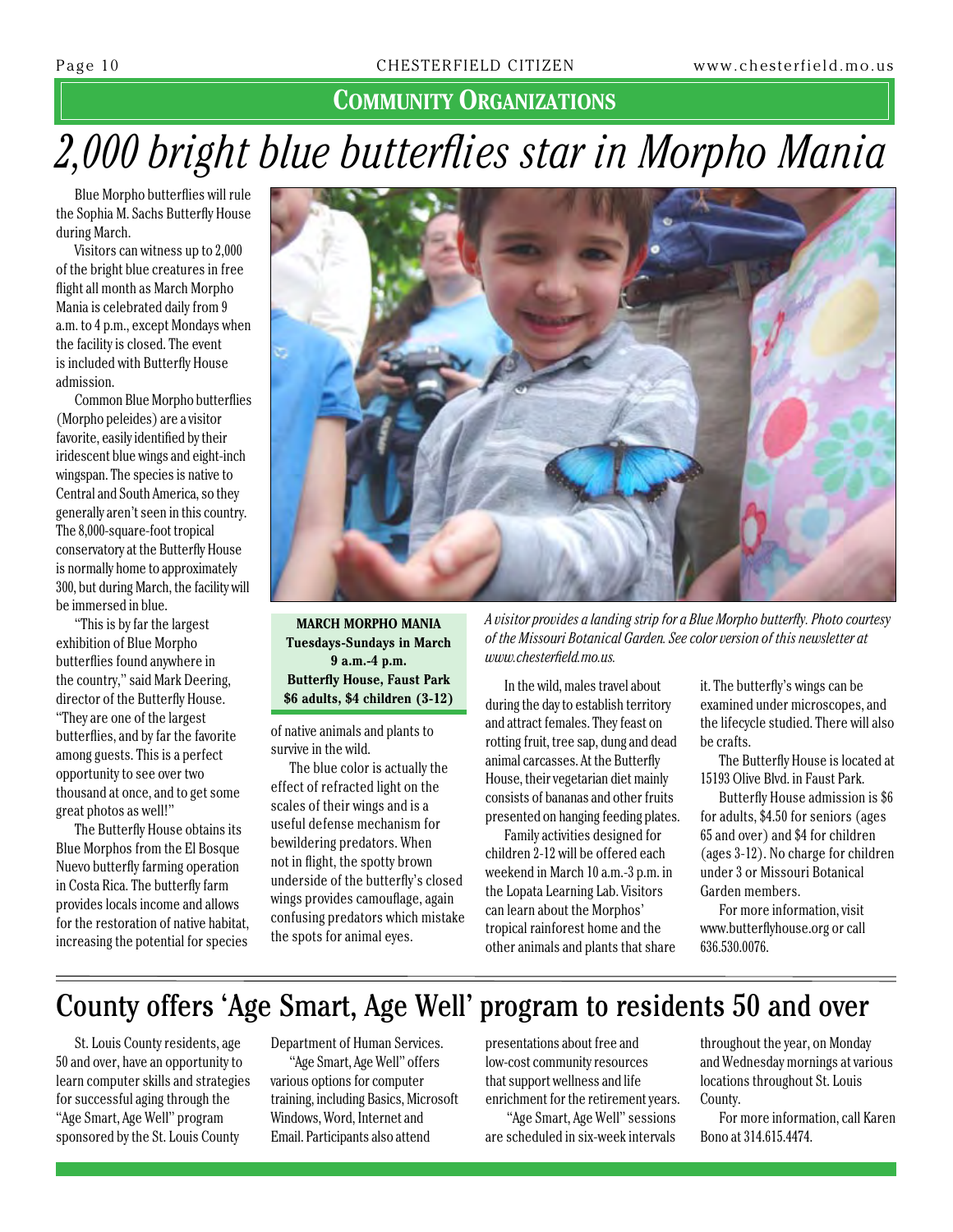## Community Organizations

# 2,000 bright blue butterflies star in Morpho Mania

Blue Morpho butterflies will rule the Sophia M. Sachs Butterfly House during March.

Visitors can witness up to 2,000 of the bright blue creatures in free flight all month as March Morpho Mania is celebrated daily from 9 a.m. to 4 p.m., except Mondays when the facility is closed. The event is included with Butterfly House admission.

Common Blue Morpho butterflies (Morpho peleides) are a visitor favorite, easily identified by their iridescent blue wings and eight-inch wingspan. The species is native to Central and South America, so they generally aren't seen in this country. The 8,000-square-foot tropical conservatory at the Butterfly House is normally home to approximately 300, but during March, the facility will be immersed in blue.

"This is by far the largest exhibition of Blue Morpho butterflies found anywhere in the country," said Mark Deering, director of the Butterfly House. "They are one of the largest butterflies, and by far the favorite among guests. This is a perfect opportunity to see over two thousand at once, and to get some great photos as well!"

The Butterfly House obtains its Blue Morphos from the El Bosque Nuevo butterfly farming operation in Costa Rica. The butterfly farm provides locals income and allows for the restoration of native habitat, increasing the potential for species of native animals and plants to survive in the wild.

**MARCH MORPHO MANIA**
**Tuesdays-Sundays in March**
**9 a.m.-4 p.m.**
**Butterfly House, Faust Park**
**$6 adults, $4 children (3-12)**

*A visitor provides a landing strip for a Blue Morpho butterfly. Photo courtesy of the Missouri Botanical Garden. See color version of this newsletter at www.chesterfield.mo.us.*

The blue color is actually the effect of refracted light on the scales of their wings and is a useful defense mechanism for bewildering predators. When not in flight, the spotty brown underside of the butterfly's closed wings provides camouflage, again confusing predators which mistake the spots for animal eyes.

In the wild, males travel about during the day to establish territory and attract females. They feast on rotting fruit, tree sap, dung and dead animal carcasses. At the Butterfly House, their vegetarian diet mainly consists of bananas and other fruits presented on hanging feeding plates.

Family activities designed for children 2-12 will be offered each weekend in March 10 a.m.-3 p.m. in the Lopata Learning Lab. Visitors can learn about the Morphos' tropical rainforest home and the other animals and plants that share it. The butterfly's wings can be examined under microscopes, and the lifecycle studied. There will also be crafts.

The Butterfly House is located at 15193 Olive Blvd. in Faust Park.

Butterfly House admission is $6 for adults, $4.50 for seniors (ages 65 and over) and $4 for children (ages 3-12). No charge for children under 3 or Missouri Botanical Garden members.

For more information, visit www.butterflyhouse.org or call 636.530.0076.

# County offers 'Age Smart, Age Well' program to residents 50 and over

St. Louis County residents, age 50 and over, have an opportunity to learn computer skills and strategies for successful aging through the "Age Smart, Age Well" program sponsored by the St. Louis County Department of Human Services.

"Age Smart, Age Well" offers various options for computer training, including Basics, Microsoft Windows, Word, Internet and Email. Participants also attend presentations about free and low-cost community resources that support wellness and life enrichment for the retirement years.

"Age Smart, Age Well" sessions are scheduled in six-week intervals throughout the year, on Monday and Wednesday mornings at various locations throughout St. Louis County.

For more information, call Karen Bono at 314.615.4474.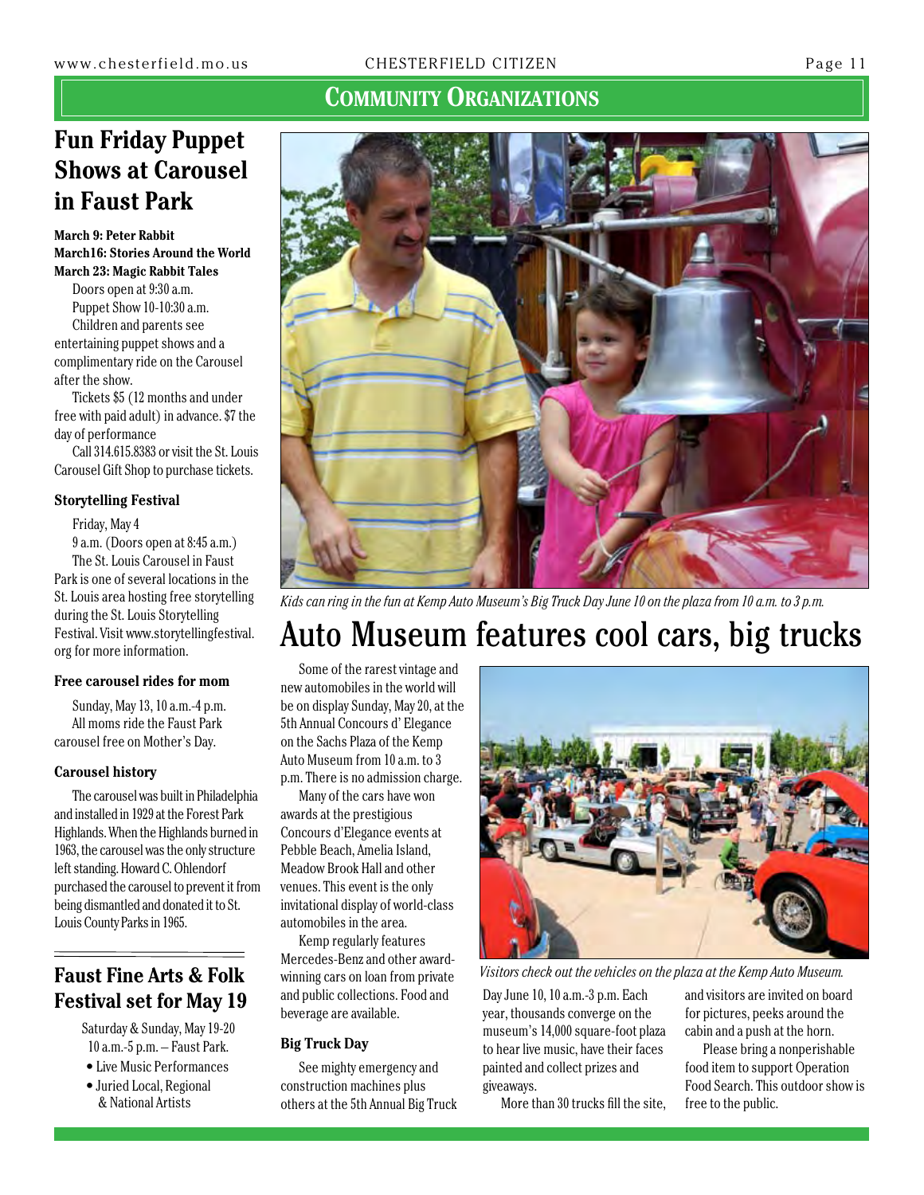## Community Organizations

## Fun Friday Puppet Shows at Carousel in Faust Park

**March 9: Peter Rabbit**
**March16: Stories Around the World**
**March 23: Magic Rabbit Tales**

Doors open at 9:30 a.m.
Puppet Show 10-10:30 a.m.

Children and parents see entertaining puppet shows and a complimentary ride on the Carousel after the show.

Tickets $5 (12 months and under free with paid adult) in advance. $7 the day of performance

Call 314.615.8383 or visit the St. Louis Carousel Gift Shop to purchase tickets.

### Storytelling Festival

Friday, May 4
9 a.m. (Doors open at 8:45 a.m.)

The St. Louis Carousel in Faust Park is one of several locations in the St. Louis area hosting free storytelling during the St. Louis Storytelling Festival. Visit www.storytellingfestival.org for more information.

### Free carousel rides for mom

Sunday, May 13, 10 a.m.-4 p.m.
All moms ride the Faust Park carousel free on Mother's Day.

### Carousel history

The carousel was built in Philadelphia and installed in 1929 at the Forest Park Highlands. When the Highlands burned in 1963, the carousel was the only structure left standing. Howard C. Ohlendorf purchased the carousel to prevent it from being dismantled and donated it to St. Louis County Parks in 1965.

## Faust Fine Arts & Folk Festival set for May 19

Saturday & Sunday, May 19-20
10 a.m.-5 p.m. – Faust Park.

- Live Music Performances
- Juried Local, Regional & National Artists

*Kids can ring in the fun at Kemp Auto Museum's Big Truck Day June 10 on the plaza from 10 a.m. to 3 p.m.*

## Auto Museum features cool cars, big trucks

Some of the rarest vintage and new automobiles in the world will be on display Sunday, May 20, at the 5th Annual Concours d' Elegance on the Sachs Plaza of the Kemp Auto Museum from 10 a.m. to 3 p.m. There is no admission charge.

Many of the cars have won awards at the prestigious Concours d'Elegance events at Pebble Beach, Amelia Island, Meadow Brook Hall and other venues. This event is the only invitational display of world-class automobiles in the area.

Kemp regularly features Mercedes-Benz and other award-winning cars on loan from private and public collections. Food and beverage are available.

*Visitors check out the vehicles on the plaza at the Kemp Auto Museum.*

### Big Truck Day

See mighty emergency and construction machines plus others at the 5th Annual Big Truck Day June 10, 10 a.m.-3 p.m. Each year, thousands converge on the museum's 14,000 square-foot plaza to hear live music, have their faces painted and collect prizes and giveaways.

More than 30 trucks fill the site, and visitors are invited on board for pictures, peeks around the cabin and a push at the horn.

Please bring a nonperishable food item to support Operation Food Search. This outdoor show is free to the public.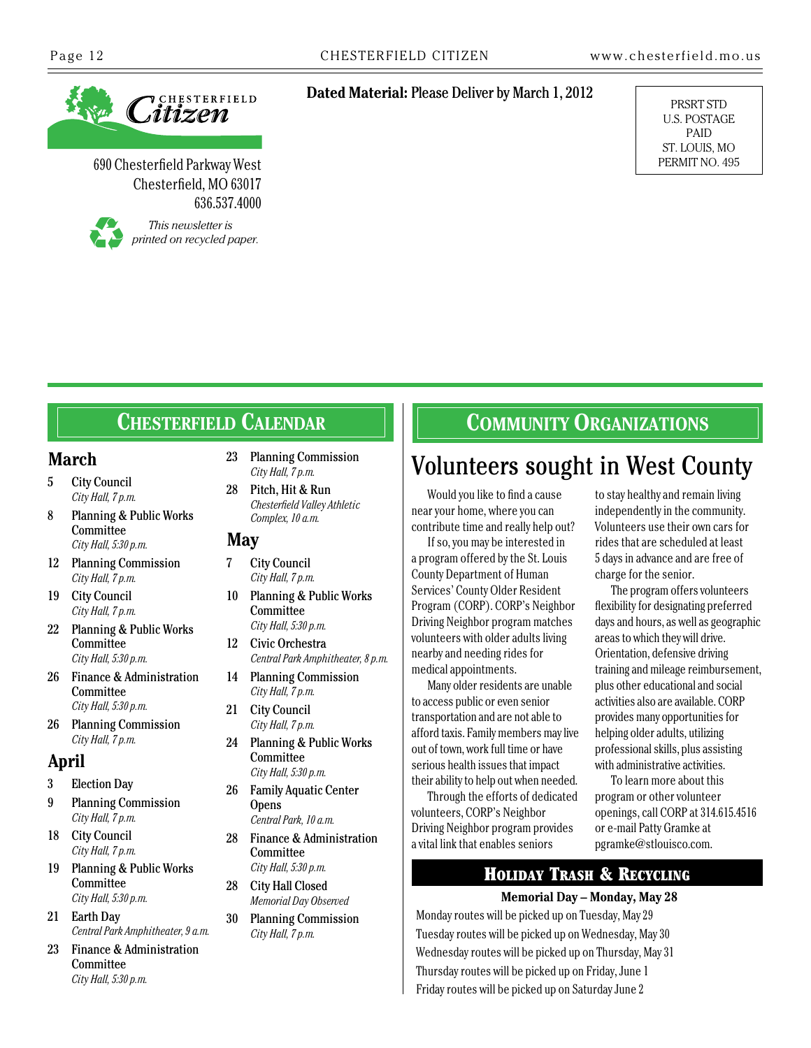Chesterfield Citizen

690 Chesterfield Parkway West
Chesterfield, MO 63017
636.537.4000

*This newsletter is printed on recycled paper.*

**Dated Material:** Please Deliver by March 1, 2012

PRSRT STD
U.S. POSTAGE
PAID
ST. LOUIS, MO
PERMIT NO. 495

## Chesterfield Calendar

### March

- 5 City Council
  *City Hall, 7 p.m.*
- 8 Planning & Public Works Committee
  *City Hall, 5:30 p.m.*
- 12 Planning Commission
  *City Hall, 7 p.m.*
- 19 City Council
  *City Hall, 7 p.m.*
- 22 Planning & Public Works Committee
  *City Hall, 5:30 p.m.*
- 26 Finance & Administration Committee
  *City Hall, 5:30 p.m.*
- 26 Planning Commission
  *City Hall, 7 p.m.*

### April

- 3 Election Day
- 9 Planning Commission
  *City Hall, 7 p.m.*
- 18 City Council
  *City Hall, 7 p.m.*
- 19 Planning & Public Works Committee
  *City Hall, 5:30 p.m.*
- 21 Earth Day
  *Central Park Amphitheater, 9 a.m.*
- 23 Finance & Administration Committee
  *City Hall, 5:30 p.m.*
- 23 Planning Commission
  *City Hall, 7 p.m.*
- 28 Pitch, Hit & Run
  *Chesterfield Valley Athletic Complex, 10 a.m.*

### May

- 7 City Council
  *City Hall, 7 p.m.*
- 10 Planning & Public Works Committee
  *City Hall, 5:30 p.m.*
- 12 Civic Orchestra
  *Central Park Amphitheater, 8 p.m.*
- 14 Planning Commission
  *City Hall, 7 p.m.*
- 21 City Council
  *City Hall, 7 p.m.*
- 24 Planning & Public Works Committee
  *City Hall, 5:30 p.m.*
- 26 Family Aquatic Center Opens
  *Central Park, 10 a.m.*
- 28 Finance & Administration Committee
  *City Hall, 5:30 p.m.*
- 28 City Hall Closed
  *Memorial Day Observed*
- 30 Planning Commission
  *City Hall, 7 p.m.*

## Community Organizations

# Volunteers sought in West County

Would you like to find a cause near your home, where you can contribute time and really help out?

If so, you may be interested in a program offered by the St. Louis County Department of Human Services' County Older Resident Program (CORP). CORP's Neighbor Driving Neighbor program matches volunteers with older adults living nearby and needing rides for medical appointments.

Many older residents are unable to access public or even senior transportation and are not able to afford taxis. Family members may live out of town, work full time or have serious health issues that impact their ability to help out when needed.

Through the efforts of dedicated volunteers, CORP's Neighbor Driving Neighbor program provides a vital link that enables seniors to stay healthy and remain living independently in the community. Volunteers use their own cars for rides that are scheduled at least 5 days in advance and are free of charge for the senior.

The program offers volunteers flexibility for designating preferred days and hours, as well as geographic areas to which they will drive. Orientation, defensive driving training and mileage reimbursement, plus other educational and social activities also are available. CORP provides many opportunities for helping older adults, utilizing professional skills, plus assisting with administrative activities.

To learn more about this program or other volunteer openings, call CORP at 314.615.4516 or e-mail Patty Gramke at pgramke@stlouisco.com.

## Holiday Trash & Recycling

**Memorial Day – Monday, May 28**

Monday routes will be picked up on Tuesday, May 29
Tuesday routes will be picked up on Wednesday, May 30
Wednesday routes will be picked up on Thursday, May 31
Thursday routes will be picked up on Friday, June 1
Friday routes will be picked up on Saturday June 2